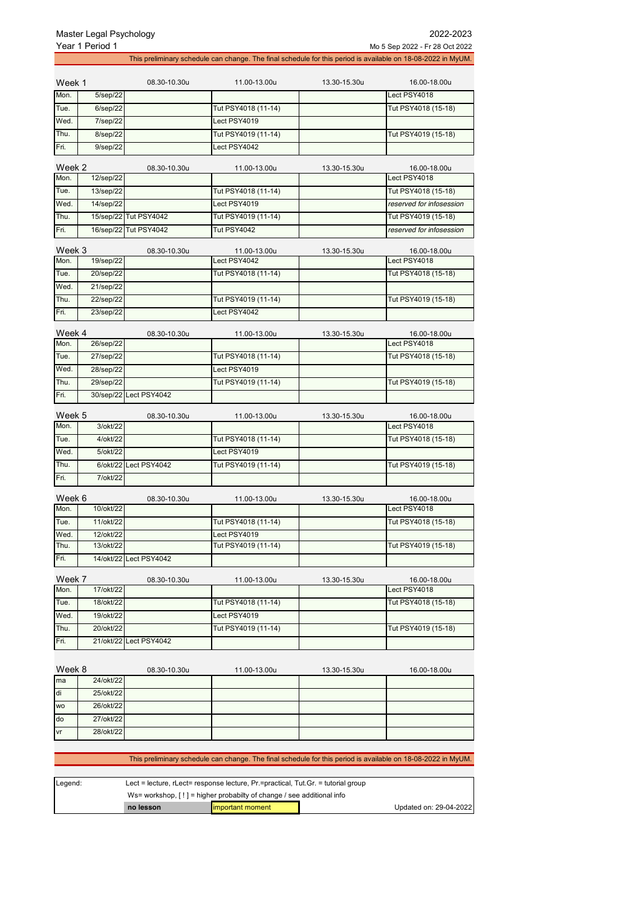Master Legal Psychology — 2022-2023

Year 1 Period 1 — Mo 5 Sep 2022 - Fr 28 Oct 2022

This preliminary schedule can change. The final schedule for this period is available on 18-08-2022 in MyUM.

| Week 1 | | 08.30-10.30u | 11.00-13.00u | 13.30-15.30u | 16.00-18.00u |
|---|---|---|---|---|---|
| Mon. | 5/sep/22 | | | | Lect PSY4018 |
| Tue. | 6/sep/22 | | Tut PSY4018 (11-14) | | Tut PSY4018 (15-18) |
| Wed. | 7/sep/22 | | Lect PSY4019 | | |
| Thu. | 8/sep/22 | | Tut PSY4019 (11-14) | | Tut PSY4019 (15-18) |
| Fri. | 9/sep/22 | | Lect PSY4042 | | |

| Week 2 | | 08.30-10.30u | 11.00-13.00u | 13.30-15.30u | 16.00-18.00u |
|---|---|---|---|---|---|
| Mon. | 12/sep/22 | | | | Lect PSY4018 |
| Tue. | 13/sep/22 | | Tut PSY4018 (11-14) | | Tut PSY4018 (15-18) |
| Wed. | 14/sep/22 | | Lect PSY4019 | | *reserved for infosession* |
| Thu. | 15/sep/22 | Tut PSY4042 | Tut PSY4019 (11-14) | | Tut PSY4019 (15-18) |
| Fri. | 16/sep/22 | Tut PSY4042 | Tut PSY4042 | | *reserved for infosession* |

| Week 3 | | 08.30-10.30u | 11.00-13.00u | 13.30-15.30u | 16.00-18.00u |
|---|---|---|---|---|---|
| Mon. | 19/sep/22 | | Lect PSY4042 | | Lect PSY4018 |
| Tue. | 20/sep/22 | | Tut PSY4018 (11-14) | | Tut PSY4018 (15-18) |
| Wed. | 21/sep/22 | | | | |
| Thu. | 22/sep/22 | | Tut PSY4019 (11-14) | | Tut PSY4019 (15-18) |
| Fri. | 23/sep/22 | | Lect PSY4042 | | |

| Week 4 | | 08.30-10.30u | 11.00-13.00u | 13.30-15.30u | 16.00-18.00u |
|---|---|---|---|---|---|
| Mon. | 26/sep/22 | | | | Lect PSY4018 |
| Tue. | 27/sep/22 | | Tut PSY4018 (11-14) | | Tut PSY4018 (15-18) |
| Wed. | 28/sep/22 | | Lect PSY4019 | | |
| Thu. | 29/sep/22 | | Tut PSY4019 (11-14) | | Tut PSY4019 (15-18) |
| Fri. | 30/sep/22 | Lect PSY4042 | | | |

| Week 5 | | 08.30-10.30u | 11.00-13.00u | 13.30-15.30u | 16.00-18.00u |
|---|---|---|---|---|---|
| Mon. | 3/okt/22 | | | | Lect PSY4018 |
| Tue. | 4/okt/22 | | Tut PSY4018 (11-14) | | Tut PSY4018 (15-18) |
| Wed. | 5/okt/22 | | Lect PSY4019 | | |
| Thu. | 6/okt/22 | Lect PSY4042 | Tut PSY4019 (11-14) | | Tut PSY4019 (15-18) |
| Fri. | 7/okt/22 | | | | |

| Week 6 | | 08.30-10.30u | 11.00-13.00u | 13.30-15.30u | 16.00-18.00u |
|---|---|---|---|---|---|
| Mon. | 10/okt/22 | | | | Lect PSY4018 |
| Tue. | 11/okt/22 | | Tut PSY4018 (11-14) | | Tut PSY4018 (15-18) |
| Wed. | 12/okt/22 | | Lect PSY4019 | | |
| Thu. | 13/okt/22 | | Tut PSY4019 (11-14) | | Tut PSY4019 (15-18) |
| Fri. | 14/okt/22 | Lect PSY4042 | | | |

| Week 7 | | 08.30-10.30u | 11.00-13.00u | 13.30-15.30u | 16.00-18.00u |
|---|---|---|---|---|---|
| Mon. | 17/okt/22 | | | | Lect PSY4018 |
| Tue. | 18/okt/22 | | Tut PSY4018 (11-14) | | Tut PSY4018 (15-18) |
| Wed. | 19/okt/22 | | Lect PSY4019 | | |
| Thu. | 20/okt/22 | | Tut PSY4019 (11-14) | | Tut PSY4019 (15-18) |
| Fri. | 21/okt/22 | Lect PSY4042 | | | |

| Week 8 | | 08.30-10.30u | 11.00-13.00u | 13.30-15.30u | 16.00-18.00u |
|---|---|---|---|---|---|
| ma | 24/okt/22 | | | | |
| di | 25/okt/22 | | | | |
| wo | 26/okt/22 | | | | |
| do | 27/okt/22 | | | | |
| vr | 28/okt/22 | | | | |

This preliminary schedule can change. The final schedule for this period is available on 18-08-2022 in MyUM.

| Legend: | Lect = lecture, rLect= response lecture, Pr.=practical, Tut.Gr. = tutorial group | | |
|---|---|---|---|
| | Ws= workshop, [ ! ] = higher probabilty of change / see additional info | | |
| | **no lesson** | important moment | Updated on: 29-04-2022 |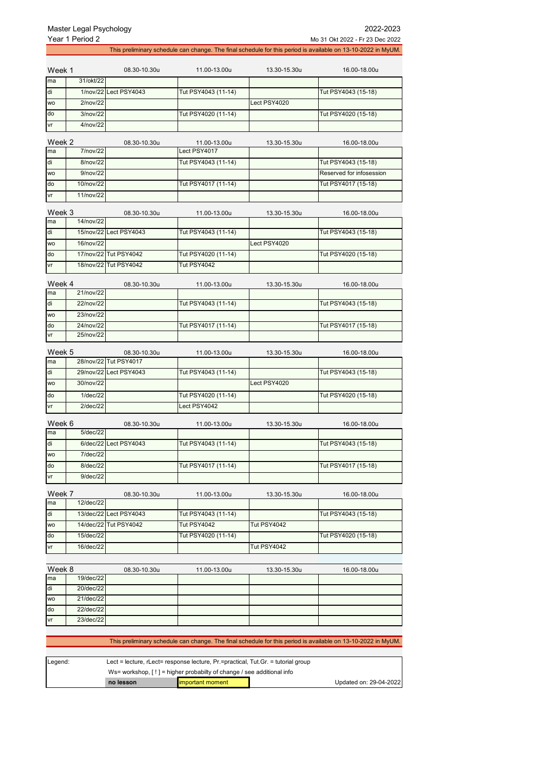Master Legal Psychology 2022-2023

Year 1 Period 2 — Mo 31 Okt 2022 - Fr 23 Dec 2022

This preliminary schedule can change. The final schedule for this period is available on 13-10-2022 in MyUM.

| Week 1 | | 08.30-10.30u | 11.00-13.00u | 13.30-15.30u | 16.00-18.00u |
|---|---|---|---|---|---|
| ma | 31/okt/22 | | | | |
| di | 1/nov/22 | Lect PSY4043 | Tut PSY4043 (11-14) | | Tut PSY4043 (15-18) |
| wo | 2/nov/22 | | | Lect PSY4020 | |
| do | 3/nov/22 | | Tut PSY4020 (11-14) | | Tut PSY4020 (15-18) |
| vr | 4/nov/22 | | | | |

| Week 2 | | 08.30-10.30u | 11.00-13.00u | 13.30-15.30u | 16.00-18.00u |
|---|---|---|---|---|---|
| ma | 7/nov/22 | | Lect PSY4017 | | |
| di | 8/nov/22 | | Tut PSY4043 (11-14) | | Tut PSY4043 (15-18) |
| wo | 9/nov/22 | | | | Reserved for infosession |
| do | 10/nov/22 | | Tut PSY4017 (11-14) | | Tut PSY4017 (15-18) |
| vr | 11/nov/22 | | | | |

| Week 3 | | 08.30-10.30u | 11.00-13.00u | 13.30-15.30u | 16.00-18.00u |
|---|---|---|---|---|---|
| ma | 14/nov/22 | | | | |
| di | 15/nov/22 | Lect PSY4043 | Tut PSY4043 (11-14) | | Tut PSY4043 (15-18) |
| wo | 16/nov/22 | | | Lect PSY4020 | |
| do | 17/nov/22 | Tut PSY4042 | Tut PSY4020 (11-14) | | Tut PSY4020 (15-18) |
| vr | 18/nov/22 | Tut PSY4042 | Tut PSY4042 | | |

| Week 4 | | 08.30-10.30u | 11.00-13.00u | 13.30-15.30u | 16.00-18.00u |
|---|---|---|---|---|---|
| ma | 21/nov/22 | | | | |
| di | 22/nov/22 | | Tut PSY4043 (11-14) | | Tut PSY4043 (15-18) |
| wo | 23/nov/22 | | | | |
| do | 24/nov/22 | | Tut PSY4017 (11-14) | | Tut PSY4017 (15-18) |
| vr | 25/nov/22 | | | | |

| Week 5 | | 08.30-10.30u | 11.00-13.00u | 13.30-15.30u | 16.00-18.00u |
|---|---|---|---|---|---|
| ma | 28/nov/22 | Tut PSY4017 | | | |
| di | 29/nov/22 | Lect PSY4043 | Tut PSY4043 (11-14) | | Tut PSY4043 (15-18) |
| wo | 30/nov/22 | | | Lect PSY4020 | |
| do | 1/dec/22 | | Tut PSY4020 (11-14) | | Tut PSY4020 (15-18) |
| vr | 2/dec/22 | | Lect PSY4042 | | |

| Week 6 | | 08.30-10.30u | 11.00-13.00u | 13.30-15.30u | 16.00-18.00u |
|---|---|---|---|---|---|
| ma | 5/dec/22 | | | | |
| di | 6/dec/22 | Lect PSY4043 | Tut PSY4043 (11-14) | | Tut PSY4043 (15-18) |
| wo | 7/dec/22 | | | | |
| do | 8/dec/22 | | Tut PSY4017 (11-14) | | Tut PSY4017 (15-18) |
| vr | 9/dec/22 | | | | |

| Week 7 | | 08.30-10.30u | 11.00-13.00u | 13.30-15.30u | 16.00-18.00u |
|---|---|---|---|---|---|
| ma | 12/dec/22 | | | | |
| di | 13/dec/22 | Lect PSY4043 | Tut PSY4043 (11-14) | | Tut PSY4043 (15-18) |
| wo | 14/dec/22 | Tut PSY4042 | Tut PSY4042 | Tut PSY4042 | |
| do | 15/dec/22 | | Tut PSY4020 (11-14) | | Tut PSY4020 (15-18) |
| vr | 16/dec/22 | | | Tut PSY4042 | |

| Week 8 | | 08.30-10.30u | 11.00-13.00u | 13.30-15.30u | 16.00-18.00u |
|---|---|---|---|---|---|
| ma | 19/dec/22 | | | | |
| di | 20/dec/22 | | | | |
| wo | 21/dec/22 | | | | |
| do | 22/dec/22 | | | | |
| vr | 23/dec/22 | | | | |

This preliminary schedule can change. The final schedule for this period is available on 13-10-2022 in MyUM.

Legend: Lect = lecture, rLect= response lecture, Pr.=practical, Tut.Gr. = tutorial group

Ws= workshop, [ ! ] = higher probabilty of change / see additional info

**no lesson** | important moment

Updated on: 29-04-2022